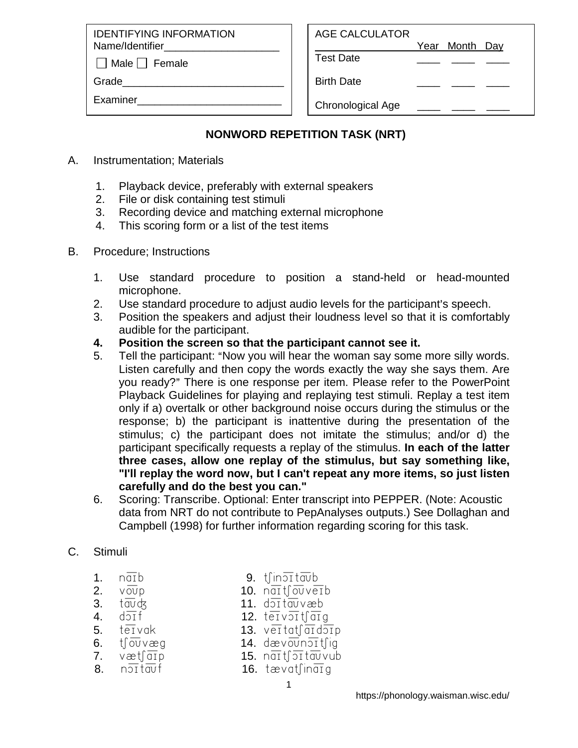| IDENTIFYING INFORMATION | |
|---|---|
| Name/Identifier____________________ | |
| ☐ Male ☐ Female | |
| Grade____________________________ | |
| Examiner_________________________ | |

| AGE CALCULATOR | Year | Month | Day |
|---|---|---|---|
| Test Date | ____ | ____ | ____ |
| Birth Date | ____ | ____ | ____ |
| Chronological Age | ____ | ____ | ____ |

## NONWORD REPETITION TASK (NRT)

A. Instrumentation; Materials

1. Playback device, preferably with external speakers
2. File or disk containing test stimuli
3. Recording device and matching external microphone
4. This scoring form or a list of the test items

B. Procedure; Instructions

1. Use standard procedure to position a stand-held or head-mounted microphone.
2. Use standard procedure to adjust audio levels for the participant's speech.
3. Position the speakers and adjust their loudness level so that it is comfortably audible for the participant.
4. **Position the screen so that the participant cannot see it.**
5. Tell the participant: "Now you will hear the woman say some more silly words. Listen carefully and then copy the words exactly the way she says them. Are you ready?" There is one response per item. Please refer to the PowerPoint Playback Guidelines for playing and replaying test stimuli. Replay a test item only if a) overtalk or other background noise occurs during the stimulus or the response; b) the participant is inattentive during the presentation of the stimulus; c) the participant does not imitate the stimulus; and/or d) the participant specifically requests a replay of the stimulus. **In each of the latter three cases, allow one replay of the stimulus, but say something like, "I'll replay the word now, but I can't repeat any more items, so just listen carefully and do the best you can."**
6. Scoring: Transcribe. Optional: Enter transcript into PEPPER. (Note: Acoustic data from NRT do not contribute to PepAnalyses outputs.) See Dollaghan and Campbell (1998) for further information regarding scoring for this task.

C. Stimuli

1. na͡ɪb
2. vo͡ʊp
3. ta͡ʊʤ
4. dɔ͡ɪf
5. te͡ɪvak
6. tʃo͡ʊvæg
7. vætʃa͡ɪp
8. nɔ͡ɪta͡ʊf
9. tʃinɔ͡ɪta͡ʊb
10. na͡ɪtʃo͡ʊve͡ɪb
11. dɔ͡ɪta͡ʊvæb
12. te͡ɪvɔ͡ɪtʃa͡ɪg
13. ve͡ɪtatʃa͡ɪdɔ͡ɪp
14. dævo͡ʊnɔ͡ɪtʃig
15. na͡ɪtʃɔ͡ɪta͡ʊvub
16. tævatʃina͡ɪg

https://phonology.waisman.wisc.edu/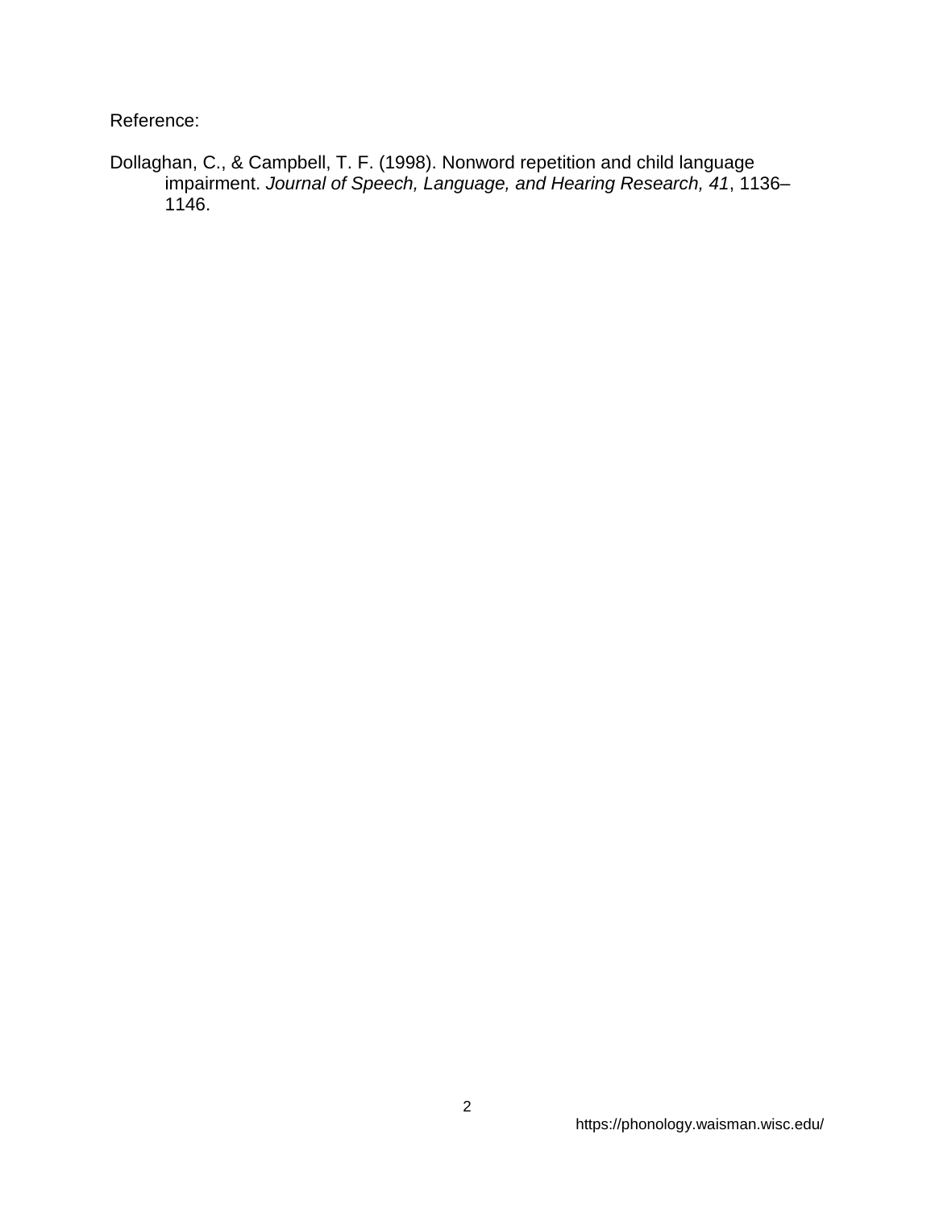Reference:

Dollaghan, C., & Campbell, T. F. (1998). Nonword repetition and child language impairment. *Journal of Speech, Language, and Hearing Research, 41*, 1136–1146.

https://phonology.waisman.wisc.edu/